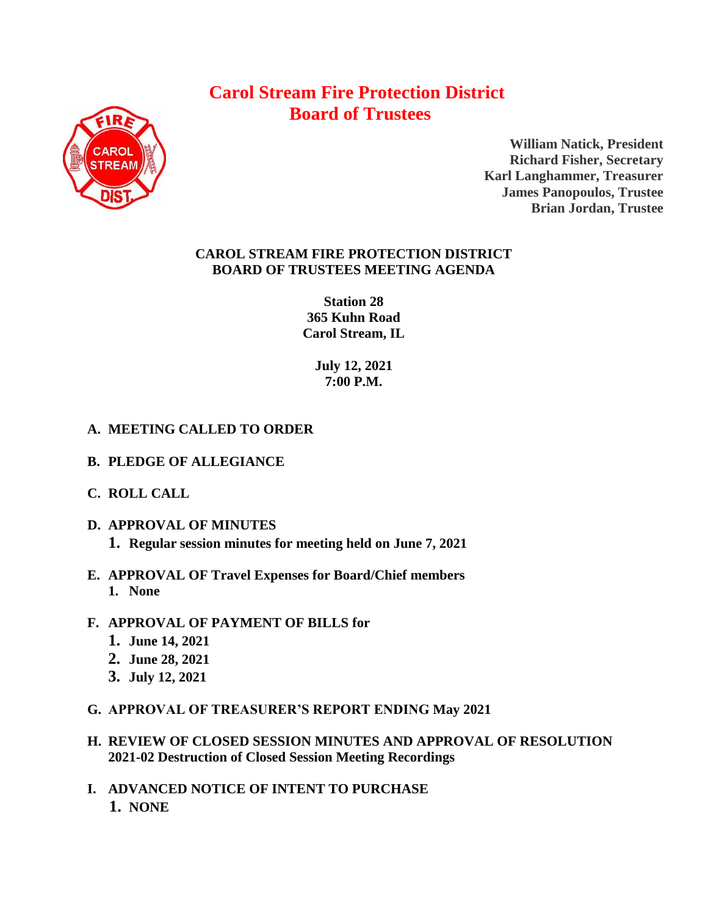# Carol Stream Fire Protection District
# Board of Trustees

**William Natick, President**
**Richard Fisher, Secretary**
**Karl Langhammer, Treasurer**
**James Panopoulos, Trustee**
**Brian Jordan, Trustee**

## CAROL STREAM FIRE PROTECTION DISTRICT
## BOARD OF TRUSTEES MEETING AGENDA

**Station 28**
**365 Kuhn Road**
**Carol Stream, IL**

**July 12, 2021**
**7:00 P.M.**

**A. MEETING CALLED TO ORDER**

**B. PLEDGE OF ALLEGIANCE**

**C. ROLL CALL**

**D. APPROVAL OF MINUTES**

1. **Regular session minutes for meeting held on June 7, 2021**

**E. APPROVAL OF Travel Expenses for Board/Chief members**

1. **None**

**F. APPROVAL OF PAYMENT OF BILLS for**

1. **June 14, 2021**
2. **June 28, 2021**
3. **July 12, 2021**

**G. APPROVAL OF TREASURER'S REPORT ENDING May 2021**

**H. REVIEW OF CLOSED SESSION MINUTES AND APPROVAL OF RESOLUTION 2021-02 Destruction of Closed Session Meeting Recordings**

**I. ADVANCED NOTICE OF INTENT TO PURCHASE**

1. **NONE**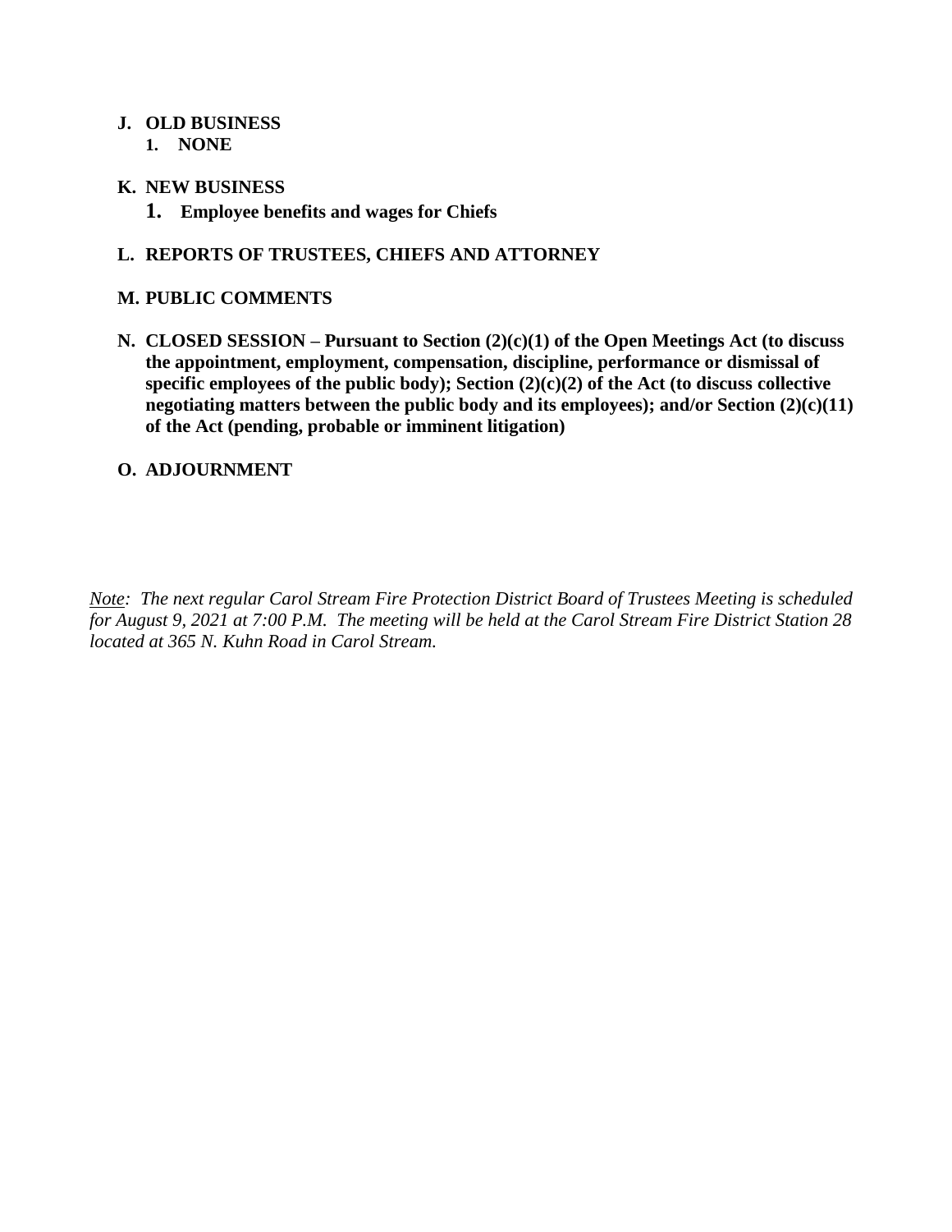**J. OLD BUSINESS**

1. **NONE**

**K. NEW BUSINESS**

1. **Employee benefits and wages for Chiefs**

**L. REPORTS OF TRUSTEES, CHIEFS AND ATTORNEY**

**M. PUBLIC COMMENTS**

**N. CLOSED SESSION – Pursuant to Section (2)(c)(1) of the Open Meetings Act (to discuss the appointment, employment, compensation, discipline, performance or dismissal of specific employees of the public body); Section (2)(c)(2) of the Act (to discuss collective negotiating matters between the public body and its employees); and/or Section (2)(c)(11) of the Act (pending, probable or imminent litigation)**

**O. ADJOURNMENT**

*Note: The next regular Carol Stream Fire Protection District Board of Trustees Meeting is scheduled for August 9, 2021 at 7:00 P.M. The meeting will be held at the Carol Stream Fire District Station 28 located at 365 N. Kuhn Road in Carol Stream.*